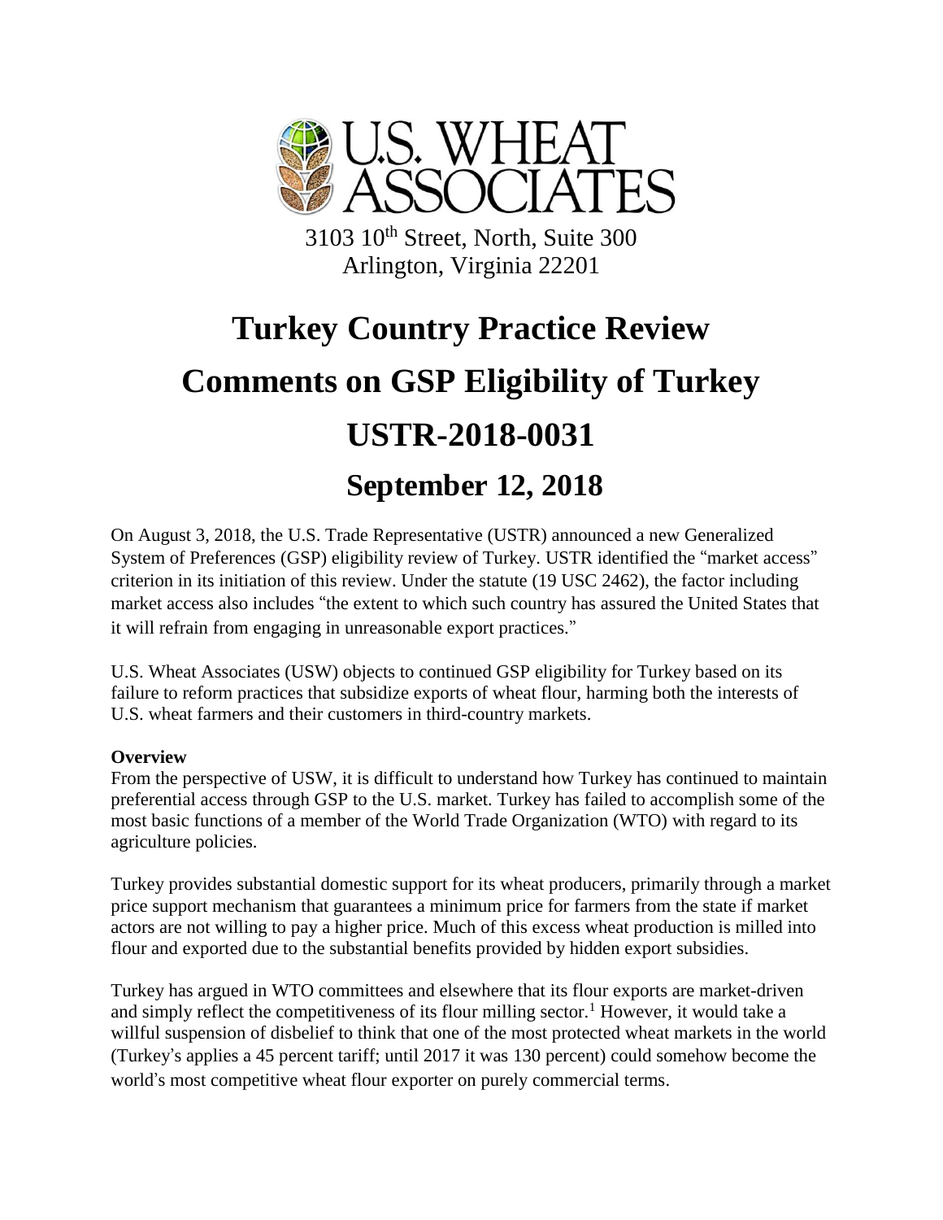# U.S. WHEAT ASSOCIATES

3103 10th Street, North, Suite 300
Arlington, Virginia 22201

# Turkey Country Practice Review

# Comments on GSP Eligibility of Turkey

# USTR-2018-0031

## September 12, 2018

On August 3, 2018, the U.S. Trade Representative (USTR) announced a new Generalized System of Preferences (GSP) eligibility review of Turkey. USTR identified the "market access" criterion in its initiation of this review. Under the statute (19 USC 2462), the factor including market access also includes "the extent to which such country has assured the United States that it will refrain from engaging in unreasonable export practices."

U.S. Wheat Associates (USW) objects to continued GSP eligibility for Turkey based on its failure to reform practices that subsidize exports of wheat flour, harming both the interests of U.S. wheat farmers and their customers in third-country markets.

**Overview**

From the perspective of USW, it is difficult to understand how Turkey has continued to maintain preferential access through GSP to the U.S. market. Turkey has failed to accomplish some of the most basic functions of a member of the World Trade Organization (WTO) with regard to its agriculture policies.

Turkey provides substantial domestic support for its wheat producers, primarily through a market price support mechanism that guarantees a minimum price for farmers from the state if market actors are not willing to pay a higher price. Much of this excess wheat production is milled into flour and exported due to the substantial benefits provided by hidden export subsidies.

Turkey has argued in WTO committees and elsewhere that its flour exports are market-driven and simply reflect the competitiveness of its flour milling sector.[1] However, it would take a willful suspension of disbelief to think that one of the most protected wheat markets in the world (Turkey's applies a 45 percent tariff; until 2017 it was 130 percent) could somehow become the world's most competitive wheat flour exporter on purely commercial terms.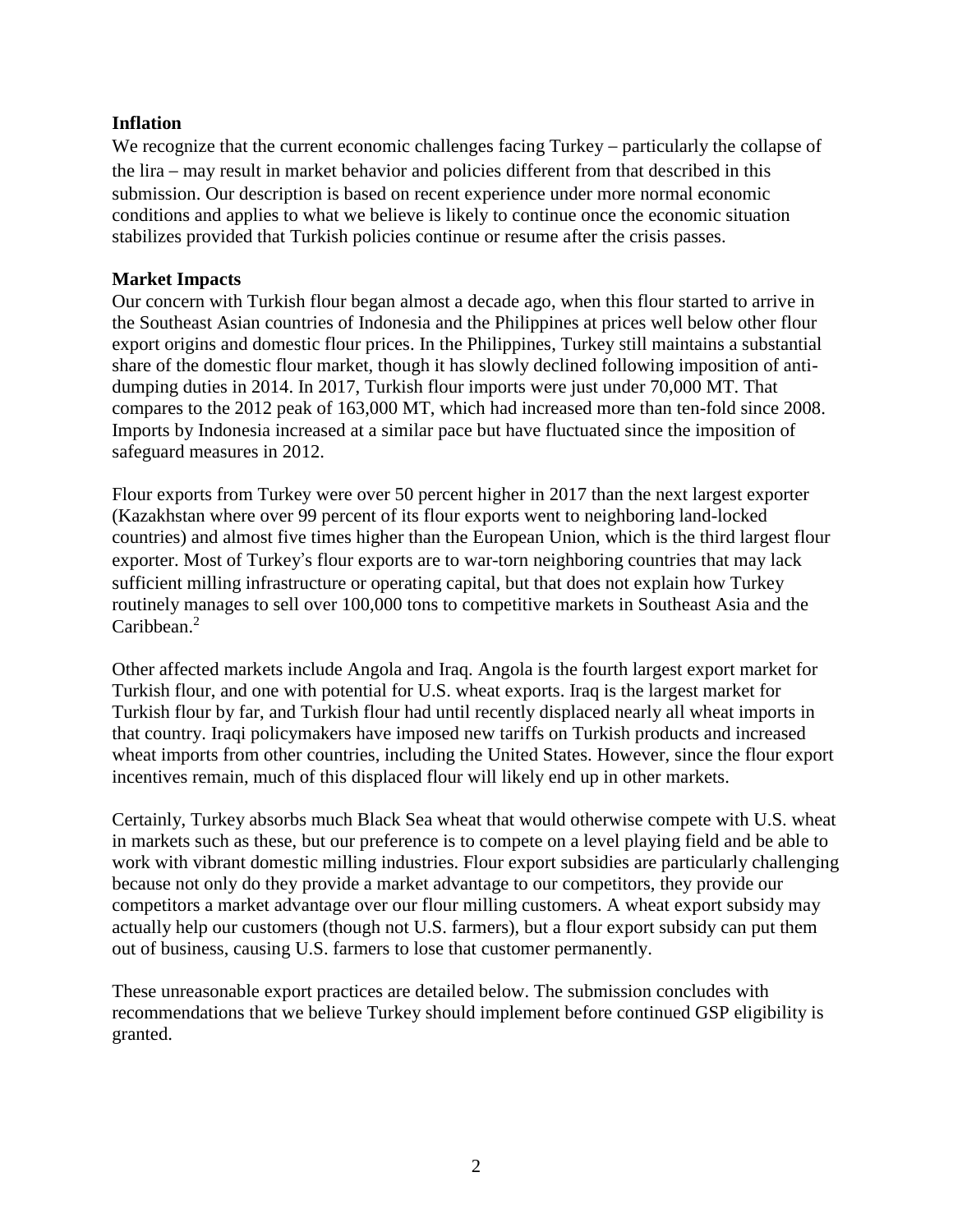**Inflation**

We recognize that the current economic challenges facing Turkey – particularly the collapse of the lira – may result in market behavior and policies different from that described in this submission. Our description is based on recent experience under more normal economic conditions and applies to what we believe is likely to continue once the economic situation stabilizes provided that Turkish policies continue or resume after the crisis passes.

**Market Impacts**

Our concern with Turkish flour began almost a decade ago, when this flour started to arrive in the Southeast Asian countries of Indonesia and the Philippines at prices well below other flour export origins and domestic flour prices. In the Philippines, Turkey still maintains a substantial share of the domestic flour market, though it has slowly declined following imposition of anti-dumping duties in 2014. In 2017, Turkish flour imports were just under 70,000 MT. That compares to the 2012 peak of 163,000 MT, which had increased more than ten-fold since 2008. Imports by Indonesia increased at a similar pace but have fluctuated since the imposition of safeguard measures in 2012.

Flour exports from Turkey were over 50 percent higher in 2017 than the next largest exporter (Kazakhstan where over 99 percent of its flour exports went to neighboring land-locked countries) and almost five times higher than the European Union, which is the third largest flour exporter. Most of Turkey's flour exports are to war-torn neighboring countries that may lack sufficient milling infrastructure or operating capital, but that does not explain how Turkey routinely manages to sell over 100,000 tons to competitive markets in Southeast Asia and the Caribbean.[2]

Other affected markets include Angola and Iraq. Angola is the fourth largest export market for Turkish flour, and one with potential for U.S. wheat exports. Iraq is the largest market for Turkish flour by far, and Turkish flour had until recently displaced nearly all wheat imports in that country. Iraqi policymakers have imposed new tariffs on Turkish products and increased wheat imports from other countries, including the United States. However, since the flour export incentives remain, much of this displaced flour will likely end up in other markets.

Certainly, Turkey absorbs much Black Sea wheat that would otherwise compete with U.S. wheat in markets such as these, but our preference is to compete on a level playing field and be able to work with vibrant domestic milling industries. Flour export subsidies are particularly challenging because not only do they provide a market advantage to our competitors, they provide our competitors a market advantage over our flour milling customers. A wheat export subsidy may actually help our customers (though not U.S. farmers), but a flour export subsidy can put them out of business, causing U.S. farmers to lose that customer permanently.

These unreasonable export practices are detailed below. The submission concludes with recommendations that we believe Turkey should implement before continued GSP eligibility is granted.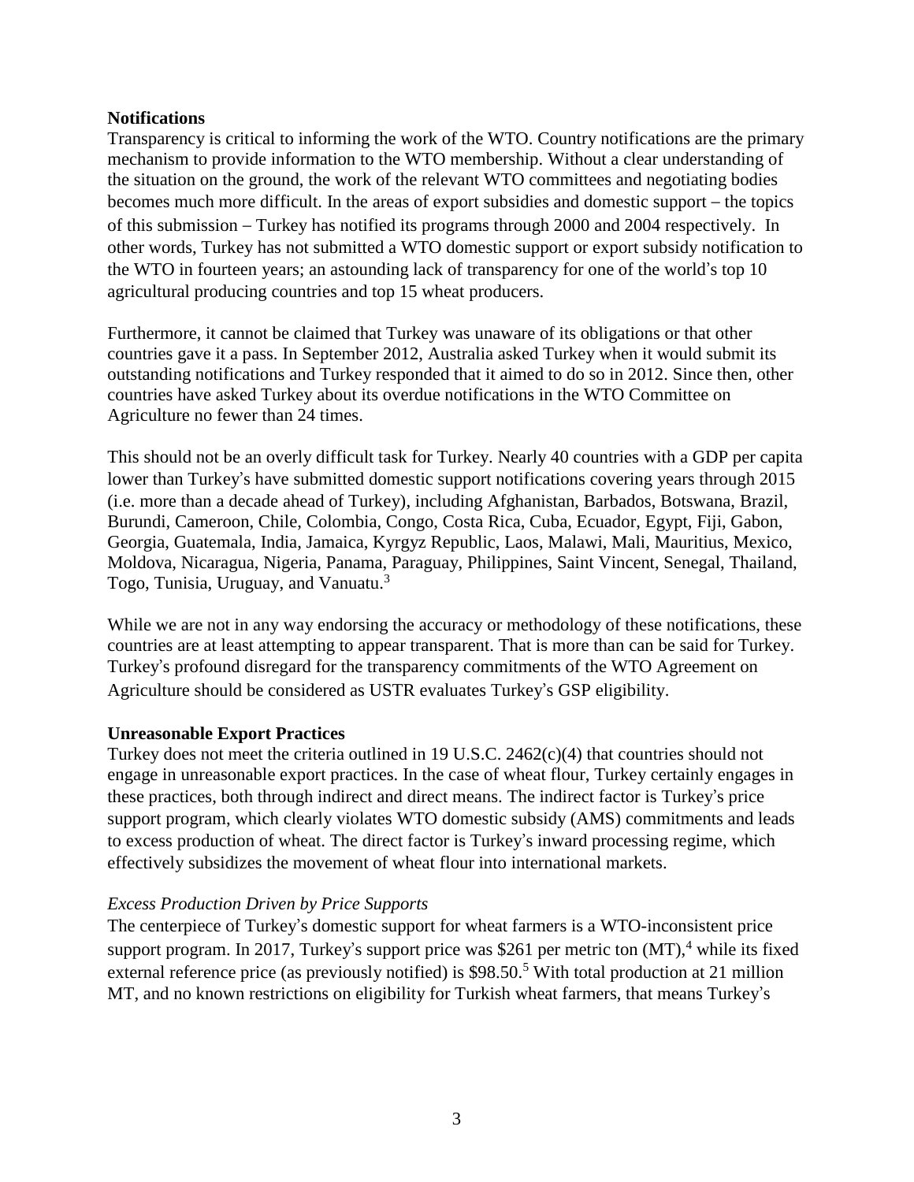**Notifications**

Transparency is critical to informing the work of the WTO. Country notifications are the primary mechanism to provide information to the WTO membership. Without a clear understanding of the situation on the ground, the work of the relevant WTO committees and negotiating bodies becomes much more difficult. In the areas of export subsidies and domestic support – the topics of this submission – Turkey has notified its programs through 2000 and 2004 respectively. In other words, Turkey has not submitted a WTO domestic support or export subsidy notification to the WTO in fourteen years; an astounding lack of transparency for one of the world's top 10 agricultural producing countries and top 15 wheat producers.

Furthermore, it cannot be claimed that Turkey was unaware of its obligations or that other countries gave it a pass. In September 2012, Australia asked Turkey when it would submit its outstanding notifications and Turkey responded that it aimed to do so in 2012. Since then, other countries have asked Turkey about its overdue notifications in the WTO Committee on Agriculture no fewer than 24 times.

This should not be an overly difficult task for Turkey. Nearly 40 countries with a GDP per capita lower than Turkey's have submitted domestic support notifications covering years through 2015 (i.e. more than a decade ahead of Turkey), including Afghanistan, Barbados, Botswana, Brazil, Burundi, Cameroon, Chile, Colombia, Congo, Costa Rica, Cuba, Ecuador, Egypt, Fiji, Gabon, Georgia, Guatemala, India, Jamaica, Kyrgyz Republic, Laos, Malawi, Mali, Mauritius, Mexico, Moldova, Nicaragua, Nigeria, Panama, Paraguay, Philippines, Saint Vincent, Senegal, Thailand, Togo, Tunisia, Uruguay, and Vanuatu.[3]

While we are not in any way endorsing the accuracy or methodology of these notifications, these countries are at least attempting to appear transparent. That is more than can be said for Turkey. Turkey's profound disregard for the transparency commitments of the WTO Agreement on Agriculture should be considered as USTR evaluates Turkey's GSP eligibility.

**Unreasonable Export Practices**

Turkey does not meet the criteria outlined in 19 U.S.C. 2462(c)(4) that countries should not engage in unreasonable export practices. In the case of wheat flour, Turkey certainly engages in these practices, both through indirect and direct means. The indirect factor is Turkey's price support program, which clearly violates WTO domestic subsidy (AMS) commitments and leads to excess production of wheat. The direct factor is Turkey's inward processing regime, which effectively subsidizes the movement of wheat flour into international markets.

*Excess Production Driven by Price Supports*

The centerpiece of Turkey's domestic support for wheat farmers is a WTO-inconsistent price support program. In 2017, Turkey's support price was \$261 per metric ton (MT),[4] while its fixed external reference price (as previously notified) is \$98.50.[5] With total production at 21 million MT, and no known restrictions on eligibility for Turkish wheat farmers, that means Turkey's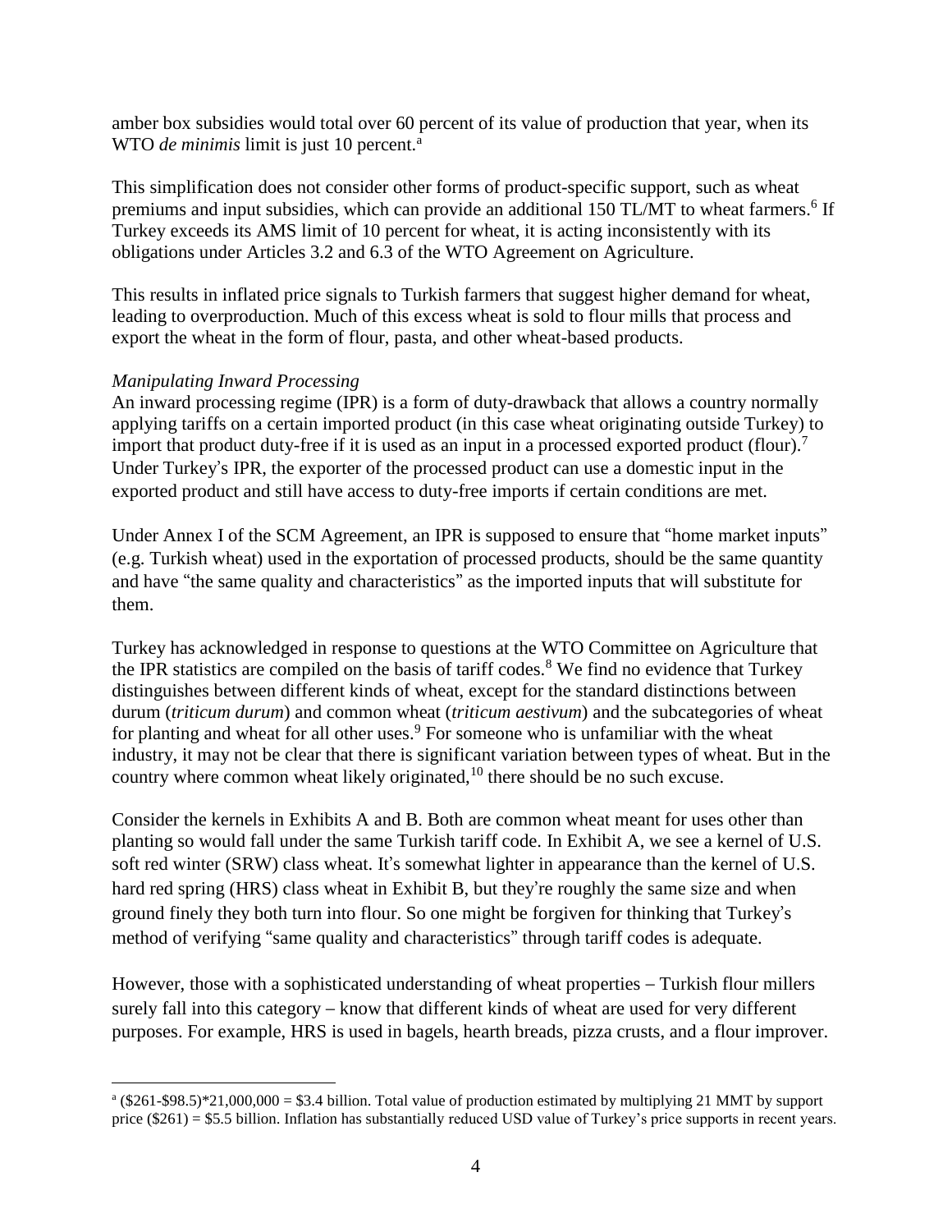amber box subsidies would total over 60 percent of its value of production that year, when its WTO *de minimis* limit is just 10 percent.[a]

This simplification does not consider other forms of product-specific support, such as wheat premiums and input subsidies, which can provide an additional 150 TL/MT to wheat farmers.[6] If Turkey exceeds its AMS limit of 10 percent for wheat, it is acting inconsistently with its obligations under Articles 3.2 and 6.3 of the WTO Agreement on Agriculture.

This results in inflated price signals to Turkish farmers that suggest higher demand for wheat, leading to overproduction. Much of this excess wheat is sold to flour mills that process and export the wheat in the form of flour, pasta, and other wheat-based products.

*Manipulating Inward Processing*

An inward processing regime (IPR) is a form of duty-drawback that allows a country normally applying tariffs on a certain imported product (in this case wheat originating outside Turkey) to import that product duty-free if it is used as an input in a processed exported product (flour).[7] Under Turkey's IPR, the exporter of the processed product can use a domestic input in the exported product and still have access to duty-free imports if certain conditions are met.

Under Annex I of the SCM Agreement, an IPR is supposed to ensure that "home market inputs" (e.g. Turkish wheat) used in the exportation of processed products, should be the same quantity and have "the same quality and characteristics" as the imported inputs that will substitute for them.

Turkey has acknowledged in response to questions at the WTO Committee on Agriculture that the IPR statistics are compiled on the basis of tariff codes.[8] We find no evidence that Turkey distinguishes between different kinds of wheat, except for the standard distinctions between durum (*triticum durum*) and common wheat (*triticum aestivum*) and the subcategories of wheat for planting and wheat for all other uses.[9] For someone who is unfamiliar with the wheat industry, it may not be clear that there is significant variation between types of wheat. But in the country where common wheat likely originated,[10] there should be no such excuse.

Consider the kernels in Exhibits A and B. Both are common wheat meant for uses other than planting so would fall under the same Turkish tariff code. In Exhibit A, we see a kernel of U.S. soft red winter (SRW) class wheat. It's somewhat lighter in appearance than the kernel of U.S. hard red spring (HRS) class wheat in Exhibit B, but they're roughly the same size and when ground finely they both turn into flour. So one might be forgiven for thinking that Turkey's method of verifying "same quality and characteristics" through tariff codes is adequate.

However, those with a sophisticated understanding of wheat properties – Turkish flour millers surely fall into this category – know that different kinds of wheat are used for very different purposes. For example, HRS is used in bagels, hearth breads, pizza crusts, and a flour improver.

---

[a] ($261-$98.5)*21,000,000 = $3.4 billion. Total value of production estimated by multiplying 21 MMT by support price ($261) = $5.5 billion. Inflation has substantially reduced USD value of Turkey's price supports in recent years.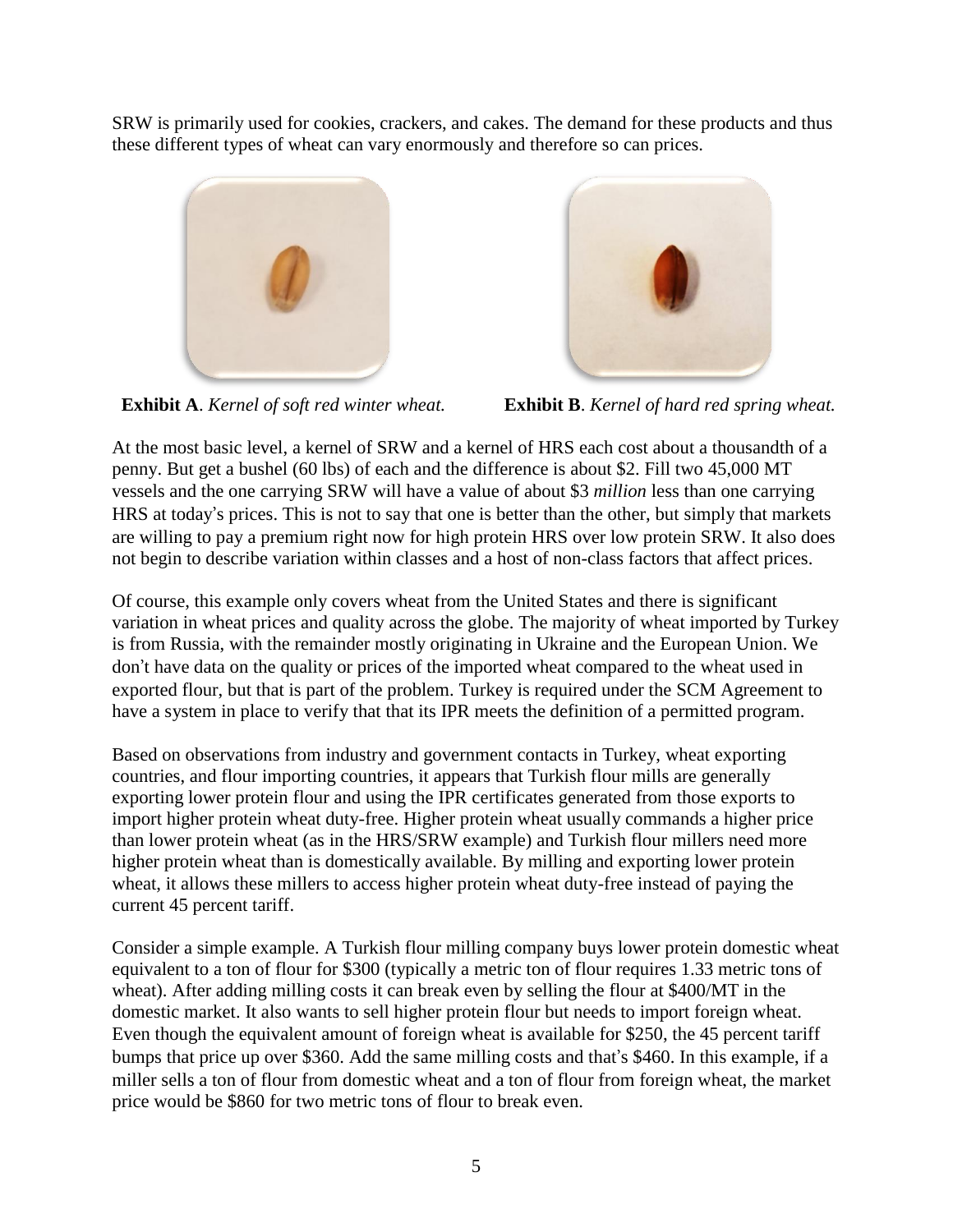SRW is primarily used for cookies, crackers, and cakes. The demand for these products and thus these different types of wheat can vary enormously and therefore so can prices.

**Exhibit A**. *Kernel of soft red winter wheat.*

**Exhibit B**. *Kernel of hard red spring wheat.*

At the most basic level, a kernel of SRW and a kernel of HRS each cost about a thousandth of a penny. But get a bushel (60 lbs) of each and the difference is about $2. Fill two 45,000 MT vessels and the one carrying SRW will have a value of about $3 *million* less than one carrying HRS at today's prices. This is not to say that one is better than the other, but simply that markets are willing to pay a premium right now for high protein HRS over low protein SRW. It also does not begin to describe variation within classes and a host of non-class factors that affect prices.

Of course, this example only covers wheat from the United States and there is significant variation in wheat prices and quality across the globe. The majority of wheat imported by Turkey is from Russia, with the remainder mostly originating in Ukraine and the European Union. We don't have data on the quality or prices of the imported wheat compared to the wheat used in exported flour, but that is part of the problem. Turkey is required under the SCM Agreement to have a system in place to verify that that its IPR meets the definition of a permitted program.

Based on observations from industry and government contacts in Turkey, wheat exporting countries, and flour importing countries, it appears that Turkish flour mills are generally exporting lower protein flour and using the IPR certificates generated from those exports to import higher protein wheat duty-free. Higher protein wheat usually commands a higher price than lower protein wheat (as in the HRS/SRW example) and Turkish flour millers need more higher protein wheat than is domestically available. By milling and exporting lower protein wheat, it allows these millers to access higher protein wheat duty-free instead of paying the current 45 percent tariff.

Consider a simple example. A Turkish flour milling company buys lower protein domestic wheat equivalent to a ton of flour for $300 (typically a metric ton of flour requires 1.33 metric tons of wheat). After adding milling costs it can break even by selling the flour at $400/MT in the domestic market. It also wants to sell higher protein flour but needs to import foreign wheat. Even though the equivalent amount of foreign wheat is available for $250, the 45 percent tariff bumps that price up over $360. Add the same milling costs and that's $460. In this example, if a miller sells a ton of flour from domestic wheat and a ton of flour from foreign wheat, the market price would be $860 for two metric tons of flour to break even.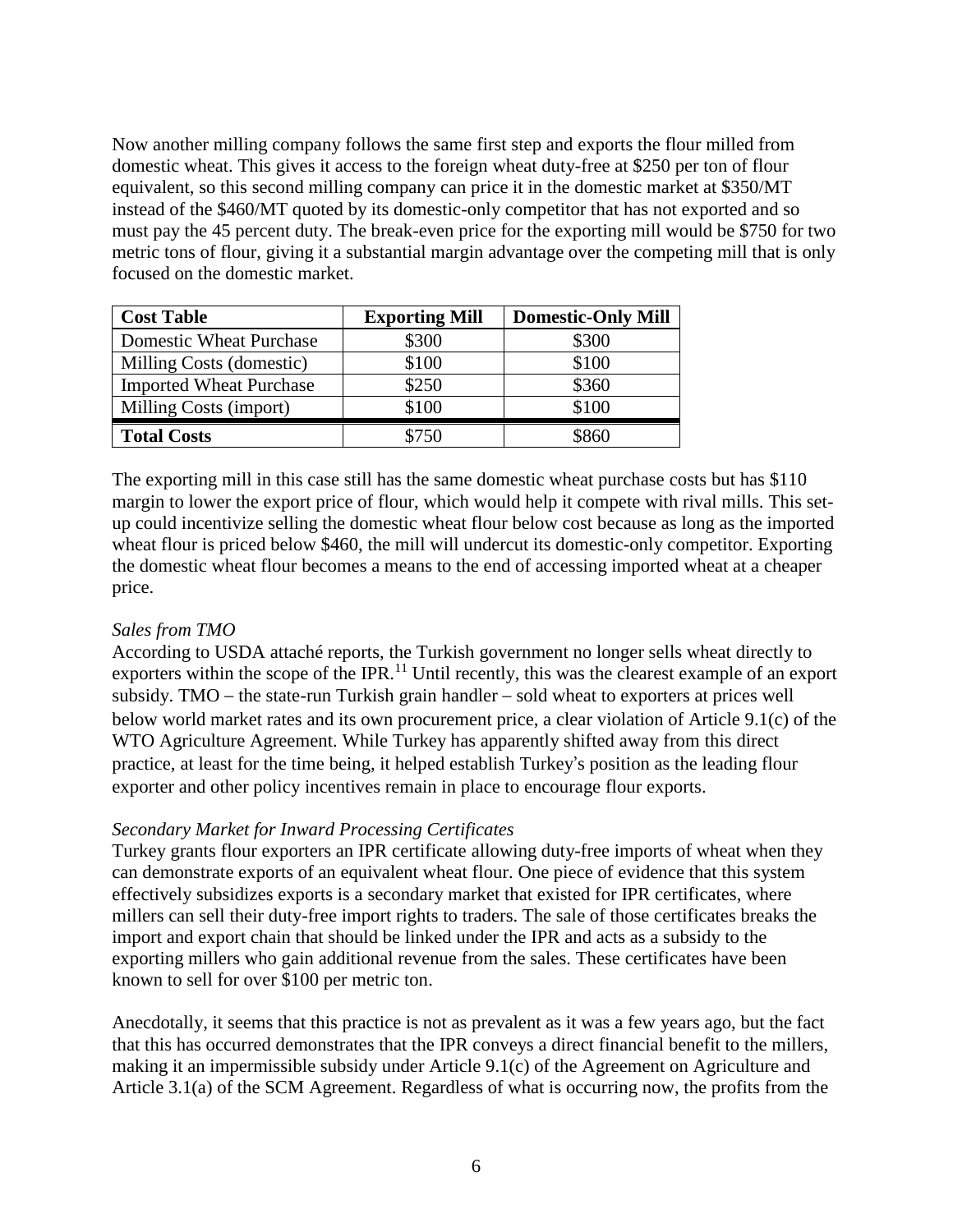Now another milling company follows the same first step and exports the flour milled from domestic wheat. This gives it access to the foreign wheat duty-free at $250 per ton of flour equivalent, so this second milling company can price it in the domestic market at $350/MT instead of the $460/MT quoted by its domestic-only competitor that has not exported and so must pay the 45 percent duty. The break-even price for the exporting mill would be $750 for two metric tons of flour, giving it a substantial margin advantage over the competing mill that is only focused on the domestic market.

| Cost Table | Exporting Mill | Domestic-Only Mill |
|---|---|---|
| Domestic Wheat Purchase | $300 | $300 |
| Milling Costs (domestic) | $100 | $100 |
| Imported Wheat Purchase | $250 | $360 |
| Milling Costs (import) | $100 | $100 |
| **Total Costs** | $750 | $860 |

The exporting mill in this case still has the same domestic wheat purchase costs but has $110 margin to lower the export price of flour, which would help it compete with rival mills. This set-up could incentivize selling the domestic wheat flour below cost because as long as the imported wheat flour is priced below $460, the mill will undercut its domestic-only competitor. Exporting the domestic wheat flour becomes a means to the end of accessing imported wheat at a cheaper price.

*Sales from TMO*

According to USDA attaché reports, the Turkish government no longer sells wheat directly to exporters within the scope of the IPR.[11] Until recently, this was the clearest example of an export subsidy. TMO – the state-run Turkish grain handler – sold wheat to exporters at prices well below world market rates and its own procurement price, a clear violation of Article 9.1(c) of the WTO Agriculture Agreement. While Turkey has apparently shifted away from this direct practice, at least for the time being, it helped establish Turkey's position as the leading flour exporter and other policy incentives remain in place to encourage flour exports.

*Secondary Market for Inward Processing Certificates*

Turkey grants flour exporters an IPR certificate allowing duty-free imports of wheat when they can demonstrate exports of an equivalent wheat flour. One piece of evidence that this system effectively subsidizes exports is a secondary market that existed for IPR certificates, where millers can sell their duty-free import rights to traders. The sale of those certificates breaks the import and export chain that should be linked under the IPR and acts as a subsidy to the exporting millers who gain additional revenue from the sales. These certificates have been known to sell for over $100 per metric ton.

Anecdotally, it seems that this practice is not as prevalent as it was a few years ago, but the fact that this has occurred demonstrates that the IPR conveys a direct financial benefit to the millers, making it an impermissible subsidy under Article 9.1(c) of the Agreement on Agriculture and Article 3.1(a) of the SCM Agreement. Regardless of what is occurring now, the profits from the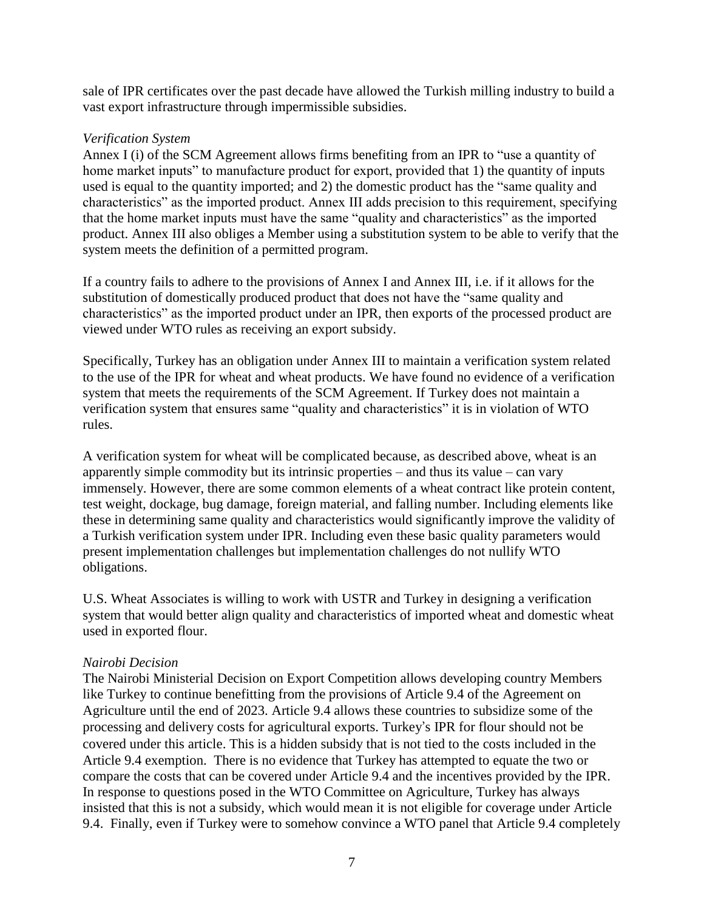sale of IPR certificates over the past decade have allowed the Turkish milling industry to build a vast export infrastructure through impermissible subsidies.

*Verification System*
Annex I (i) of the SCM Agreement allows firms benefiting from an IPR to "use a quantity of home market inputs" to manufacture product for export, provided that 1) the quantity of inputs used is equal to the quantity imported; and 2) the domestic product has the "same quality and characteristics" as the imported product. Annex III adds precision to this requirement, specifying that the home market inputs must have the same "quality and characteristics" as the imported product. Annex III also obliges a Member using a substitution system to be able to verify that the system meets the definition of a permitted program.

If a country fails to adhere to the provisions of Annex I and Annex III, i.e. if it allows for the substitution of domestically produced product that does not have the "same quality and characteristics" as the imported product under an IPR, then exports of the processed product are viewed under WTO rules as receiving an export subsidy.

Specifically, Turkey has an obligation under Annex III to maintain a verification system related to the use of the IPR for wheat and wheat products. We have found no evidence of a verification system that meets the requirements of the SCM Agreement. If Turkey does not maintain a verification system that ensures same "quality and characteristics" it is in violation of WTO rules.

A verification system for wheat will be complicated because, as described above, wheat is an apparently simple commodity but its intrinsic properties – and thus its value – can vary immensely. However, there are some common elements of a wheat contract like protein content, test weight, dockage, bug damage, foreign material, and falling number. Including elements like these in determining same quality and characteristics would significantly improve the validity of a Turkish verification system under IPR. Including even these basic quality parameters would present implementation challenges but implementation challenges do not nullify WTO obligations.

U.S. Wheat Associates is willing to work with USTR and Turkey in designing a verification system that would better align quality and characteristics of imported wheat and domestic wheat used in exported flour.

*Nairobi Decision*
The Nairobi Ministerial Decision on Export Competition allows developing country Members like Turkey to continue benefitting from the provisions of Article 9.4 of the Agreement on Agriculture until the end of 2023. Article 9.4 allows these countries to subsidize some of the processing and delivery costs for agricultural exports. Turkey's IPR for flour should not be covered under this article. This is a hidden subsidy that is not tied to the costs included in the Article 9.4 exemption. There is no evidence that Turkey has attempted to equate the two or compare the costs that can be covered under Article 9.4 and the incentives provided by the IPR. In response to questions posed in the WTO Committee on Agriculture, Turkey has always insisted that this is not a subsidy, which would mean it is not eligible for coverage under Article 9.4. Finally, even if Turkey were to somehow convince a WTO panel that Article 9.4 completely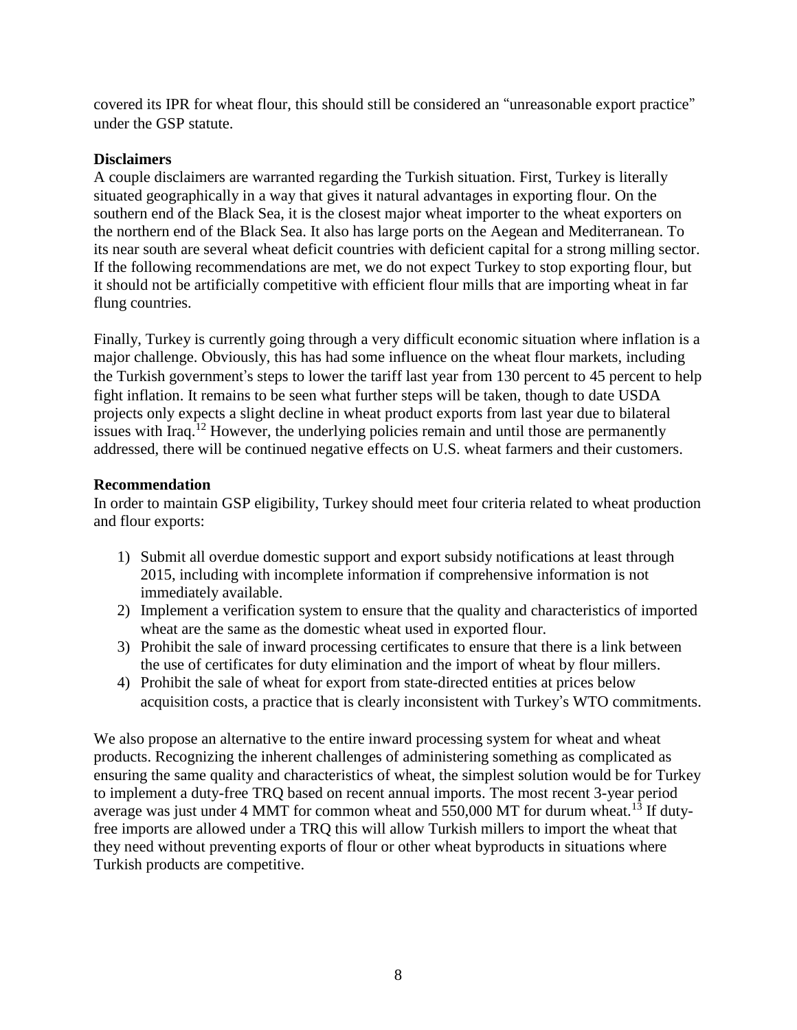covered its IPR for wheat flour, this should still be considered an "unreasonable export practice" under the GSP statute.

**Disclaimers**

A couple disclaimers are warranted regarding the Turkish situation. First, Turkey is literally situated geographically in a way that gives it natural advantages in exporting flour. On the southern end of the Black Sea, it is the closest major wheat importer to the wheat exporters on the northern end of the Black Sea. It also has large ports on the Aegean and Mediterranean. To its near south are several wheat deficit countries with deficient capital for a strong milling sector. If the following recommendations are met, we do not expect Turkey to stop exporting flour, but it should not be artificially competitive with efficient flour mills that are importing wheat in far flung countries.

Finally, Turkey is currently going through a very difficult economic situation where inflation is a major challenge. Obviously, this has had some influence on the wheat flour markets, including the Turkish government's steps to lower the tariff last year from 130 percent to 45 percent to help fight inflation. It remains to be seen what further steps will be taken, though to date USDA projects only expects a slight decline in wheat product exports from last year due to bilateral issues with Iraq.[12] However, the underlying policies remain and until those are permanently addressed, there will be continued negative effects on U.S. wheat farmers and their customers.

**Recommendation**

In order to maintain GSP eligibility, Turkey should meet four criteria related to wheat production and flour exports:

1) Submit all overdue domestic support and export subsidy notifications at least through 2015, including with incomplete information if comprehensive information is not immediately available.
2) Implement a verification system to ensure that the quality and characteristics of imported wheat are the same as the domestic wheat used in exported flour.
3) Prohibit the sale of inward processing certificates to ensure that there is a link between the use of certificates for duty elimination and the import of wheat by flour millers.
4) Prohibit the sale of wheat for export from state-directed entities at prices below acquisition costs, a practice that is clearly inconsistent with Turkey's WTO commitments.

We also propose an alternative to the entire inward processing system for wheat and wheat products. Recognizing the inherent challenges of administering something as complicated as ensuring the same quality and characteristics of wheat, the simplest solution would be for Turkey to implement a duty-free TRQ based on recent annual imports. The most recent 3-year period average was just under 4 MMT for common wheat and 550,000 MT for durum wheat.[13] If duty-free imports are allowed under a TRQ this will allow Turkish millers to import the wheat that they need without preventing exports of flour or other wheat byproducts in situations where Turkish products are competitive.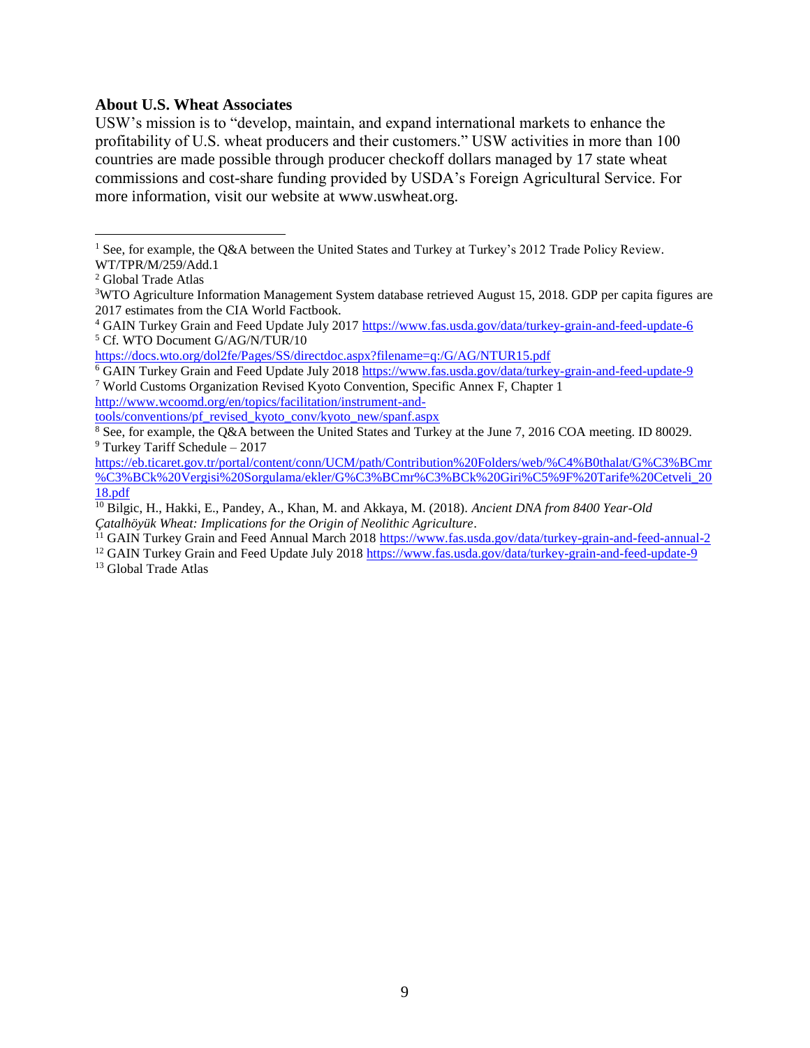**About U.S. Wheat Associates**

USW's mission is to "develop, maintain, and expand international markets to enhance the profitability of U.S. wheat producers and their customers." USW activities in more than 100 countries are made possible through producer checkoff dollars managed by 17 state wheat commissions and cost-share funding provided by USDA's Foreign Agricultural Service. For more information, visit our website at www.uswheat.org.

---

[1] See, for example, the Q&A between the United States and Turkey at Turkey's 2012 Trade Policy Review. WT/TPR/M/259/Add.1

[2] Global Trade Atlas

[3] WTO Agriculture Information Management System database retrieved August 15, 2018. GDP per capita figures are 2017 estimates from the CIA World Factbook.

[4] GAIN Turkey Grain and Feed Update July 2017 https://www.fas.usda.gov/data/turkey-grain-and-feed-update-6

[5] Cf. WTO Document G/AG/N/TUR/10 https://docs.wto.org/dol2fe/Pages/SS/directdoc.aspx?filename=q:/G/AG/NTUR15.pdf

[6] GAIN Turkey Grain and Feed Update July 2018 https://www.fas.usda.gov/data/turkey-grain-and-feed-update-9

[7] World Customs Organization Revised Kyoto Convention, Specific Annex F, Chapter 1 http://www.wcoomd.org/en/topics/facilitation/instrument-and-tools/conventions/pf_revised_kyoto_conv/kyoto_new/spanf.aspx

[8] See, for example, the Q&A between the United States and Turkey at the June 7, 2016 COA meeting. ID 80029.

[9] Turkey Tariff Schedule – 2017 https://eb.ticaret.gov.tr/portal/content/conn/UCM/path/Contribution%20Folders/web/%C4%B0thalat/G%C3%BCmr%C3%BCk%20Vergisi%20Sorgulama/ekler/G%C3%BCmr%C3%BCk%20Giri%C5%9F%20Tarife%20Cetveli_2018.pdf

[10] Bilgic, H., Hakki, E., Pandey, A., Khan, M. and Akkaya, M. (2018). *Ancient DNA from 8400 Year-Old Çatalhöyük Wheat: Implications for the Origin of Neolithic Agriculture*.

[11] GAIN Turkey Grain and Feed Annual March 2018 https://www.fas.usda.gov/data/turkey-grain-and-feed-annual-2

[12] GAIN Turkey Grain and Feed Update July 2018 https://www.fas.usda.gov/data/turkey-grain-and-feed-update-9

[13] Global Trade Atlas